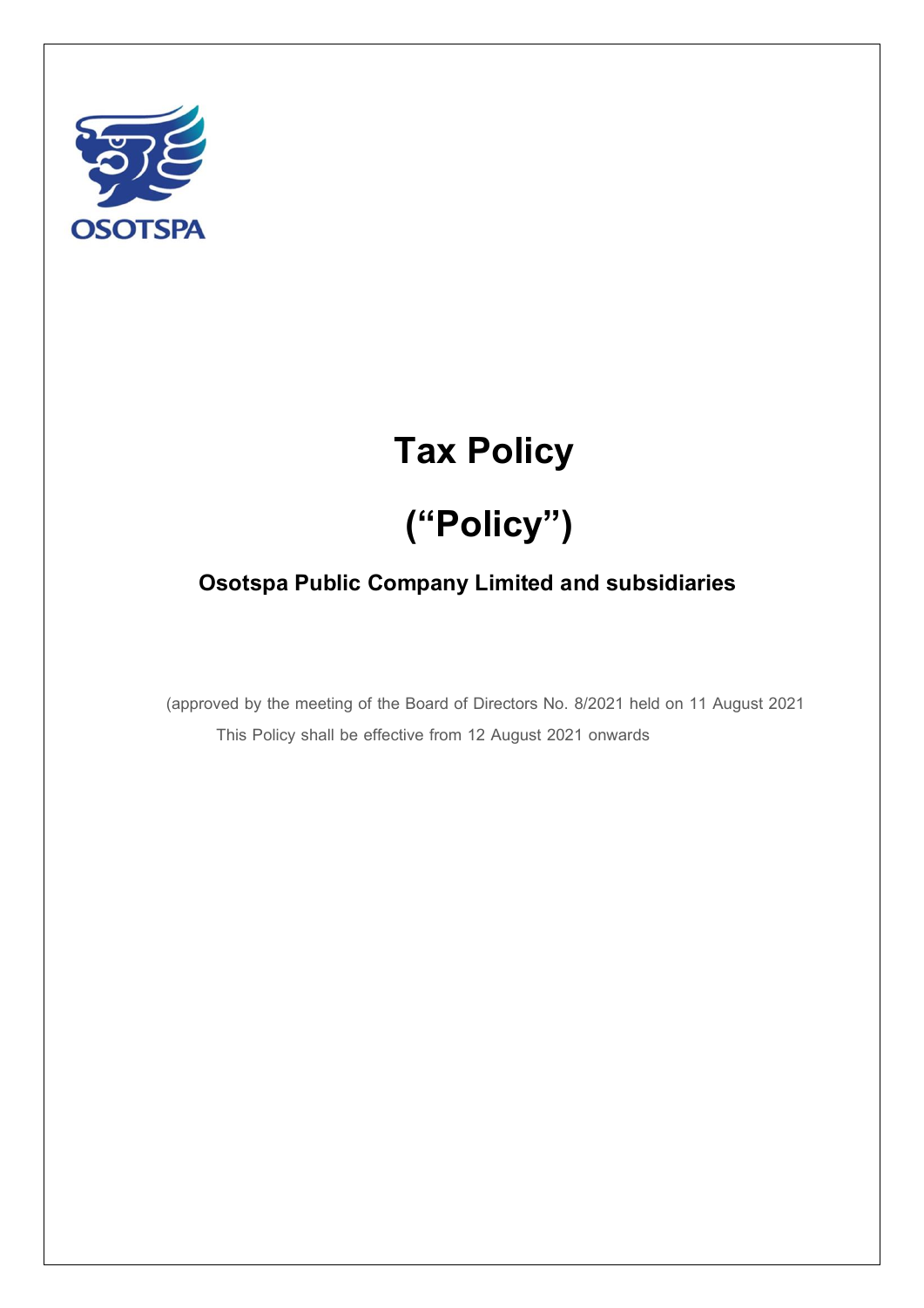OSOTSPA

# Tax Policy

# (“Policy”)

## Osotspa Public Company Limited and subsidiaries

(approved by the meeting of the Board of Directors No. 8/2021 held on 11 August 2021

This Policy shall be effective from 12 August 2021 onwards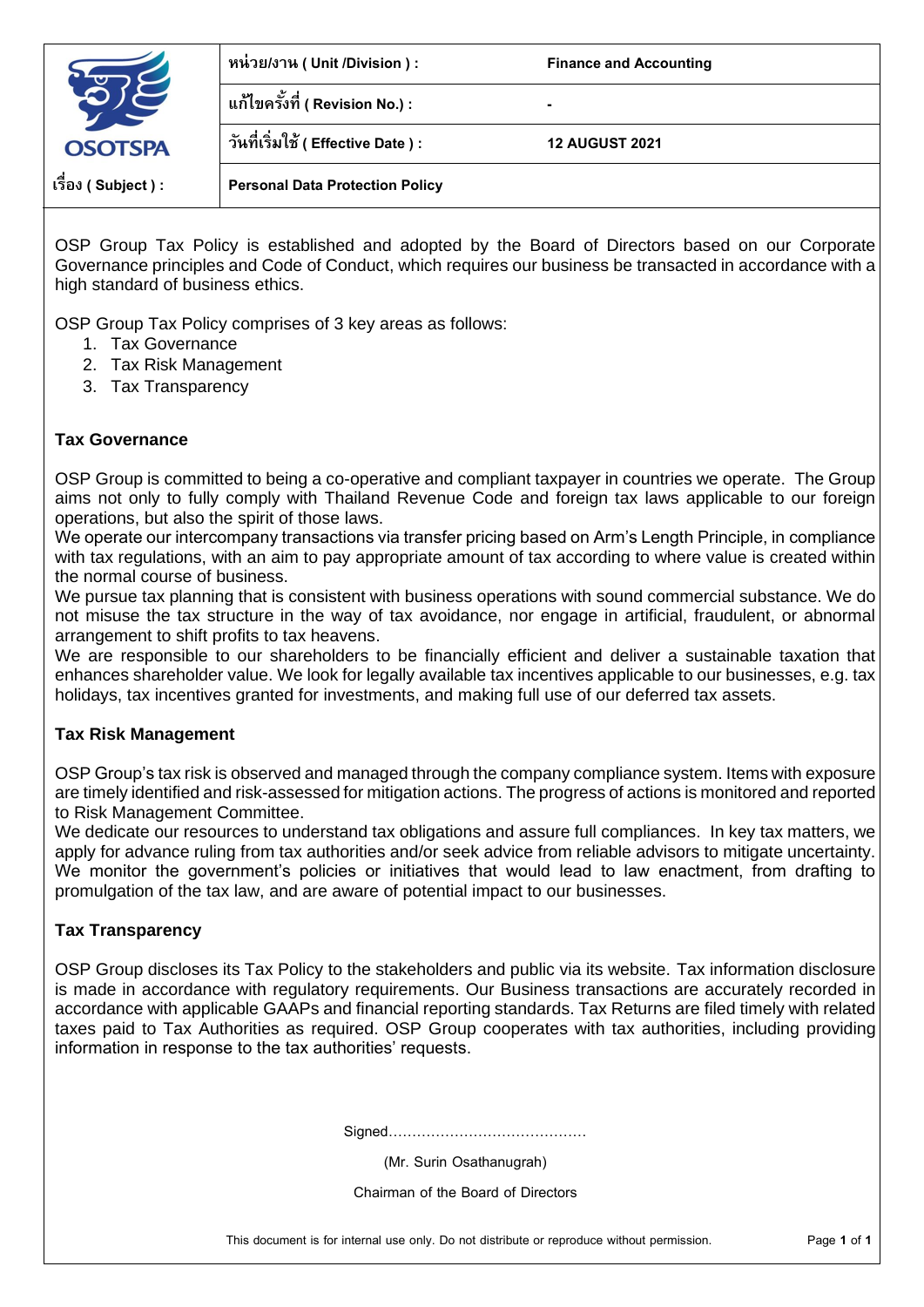| | หน่วยงาน ( Unit /Division ) : | Finance and Accounting |
|---|---|---|
| OSOTSPA | แก้ไขครั้งที่ ( Revision No.) : | - |
| | วันที่เริ่มใช้ ( Effective Date ) : | 12 AUGUST 2021 |
| เรื่อง ( Subject ) : | Personal Data Protection Policy | |

OSP Group Tax Policy is established and adopted by the Board of Directors based on our Corporate Governance principles and Code of Conduct, which requires our business be transacted in accordance with a high standard of business ethics.

OSP Group Tax Policy comprises of 3 key areas as follows:

1. Tax Governance
2. Tax Risk Management
3. Tax Transparency

**Tax Governance**

OSP Group is committed to being a co-operative and compliant taxpayer in countries we operate. The Group aims not only to fully comply with Thailand Revenue Code and foreign tax laws applicable to our foreign operations, but also the spirit of those laws.
We operate our intercompany transactions via transfer pricing based on Arm's Length Principle, in compliance with tax regulations, with an aim to pay appropriate amount of tax according to where value is created within the normal course of business.
We pursue tax planning that is consistent with business operations with sound commercial substance. We do not misuse the tax structure in the way of tax avoidance, nor engage in artificial, fraudulent, or abnormal arrangement to shift profits to tax heavens.
We are responsible to our shareholders to be financially efficient and deliver a sustainable taxation that enhances shareholder value. We look for legally available tax incentives applicable to our businesses, e.g. tax holidays, tax incentives granted for investments, and making full use of our deferred tax assets.

**Tax Risk Management**

OSP Group's tax risk is observed and managed through the company compliance system. Items with exposure are timely identified and risk-assessed for mitigation actions. The progress of actions is monitored and reported to Risk Management Committee.
We dedicate our resources to understand tax obligations and assure full compliances. In key tax matters, we apply for advance ruling from tax authorities and/or seek advice from reliable advisors to mitigate uncertainty. We monitor the government's policies or initiatives that would lead to law enactment, from drafting to promulgation of the tax law, and are aware of potential impact to our businesses.

**Tax Transparency**

OSP Group discloses its Tax Policy to the stakeholders and public via its website. Tax information disclosure is made in accordance with regulatory requirements. Our Business transactions are accurately recorded in accordance with applicable GAAPs and financial reporting standards. Tax Returns are filed timely with related taxes paid to Tax Authorities as required. OSP Group cooperates with tax authorities, including providing information in response to the tax authorities' requests.

Signed……………………………………

(Mr. Surin Osathanugrah)

Chairman of the Board of Directors

This document is for internal use only. Do not distribute or reproduce without permission.